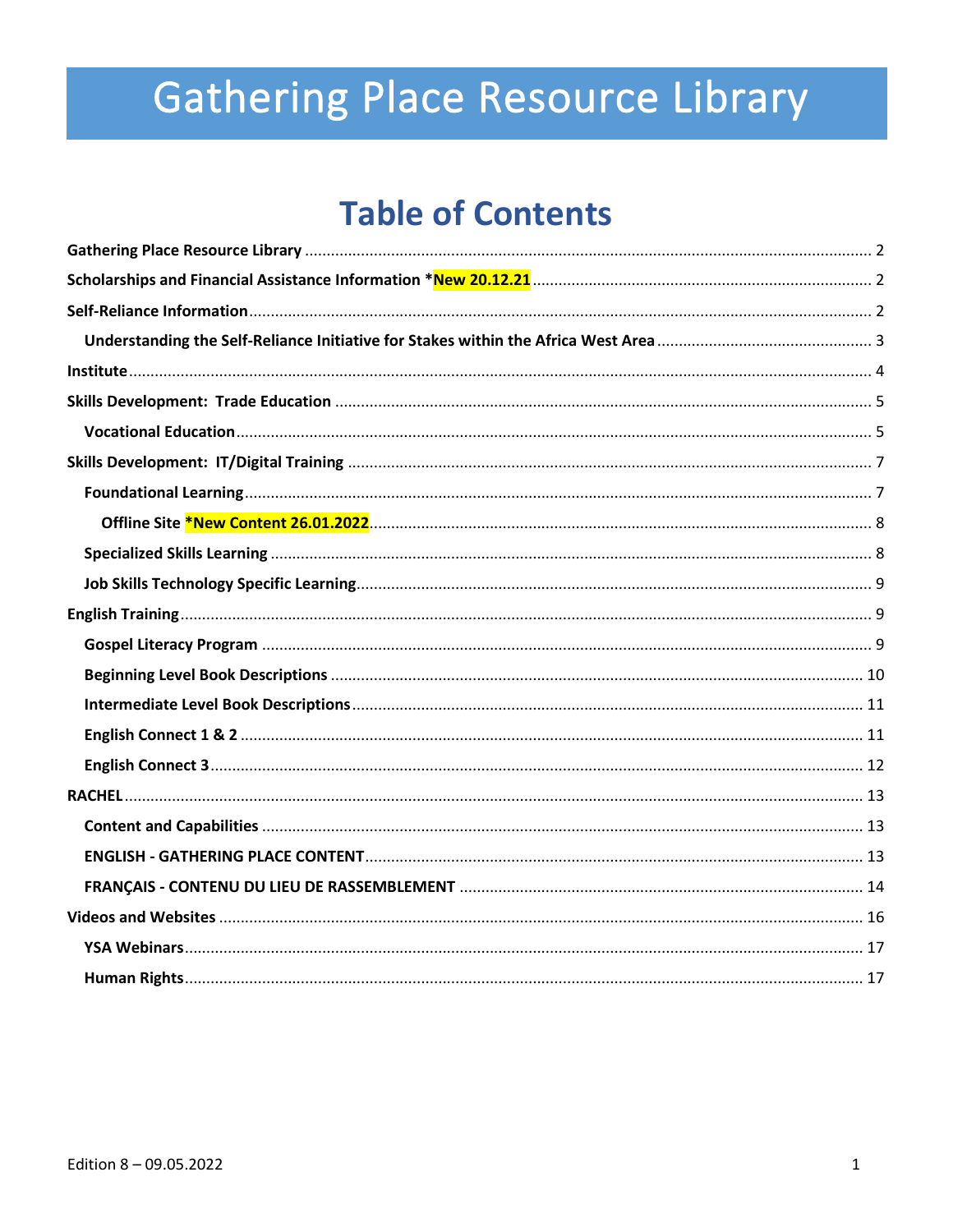# Gathering Place Resource Library

## Table of Contents

- **Gathering Place Resource Library** ..... 2
- **Scholarships and Financial Assistance Information *New 20.12.21** ..... 2
- **Self-Reliance Information** ..... 2
  - **Understanding the Self-Reliance Initiative for Stakes within the Africa West Area** ..... 3
- **Institute** ..... 4
- **Skills Development: Trade Education** ..... 5
  - **Vocational Education** ..... 5
- **Skills Development: IT/Digital Training** ..... 7
  - **Foundational Learning** ..... 7
    - **Offline Site *New Content 26.01.2022** ..... 8
  - **Specialized Skills Learning** ..... 8
  - **Job Skills Technology Specific Learning** ..... 9
- **English Training** ..... 9
  - **Gospel Literacy Program** ..... 9
  - **Beginning Level Book Descriptions** ..... 10
  - **Intermediate Level Book Descriptions** ..... 11
  - **English Connect 1 & 2** ..... 11
  - **English Connect 3** ..... 12
- **RACHEL** ..... 13
  - **Content and Capabilities** ..... 13
  - **ENGLISH - GATHERING PLACE CONTENT** ..... 13
  - **FRANÇAIS - CONTENU DU LIEU DE RASSEMBLEMENT** ..... 14
- **Videos and Websites** ..... 16
  - **YSA Webinars** ..... 17
  - **Human Rights** ..... 17

Edition 8 – 09.05.2022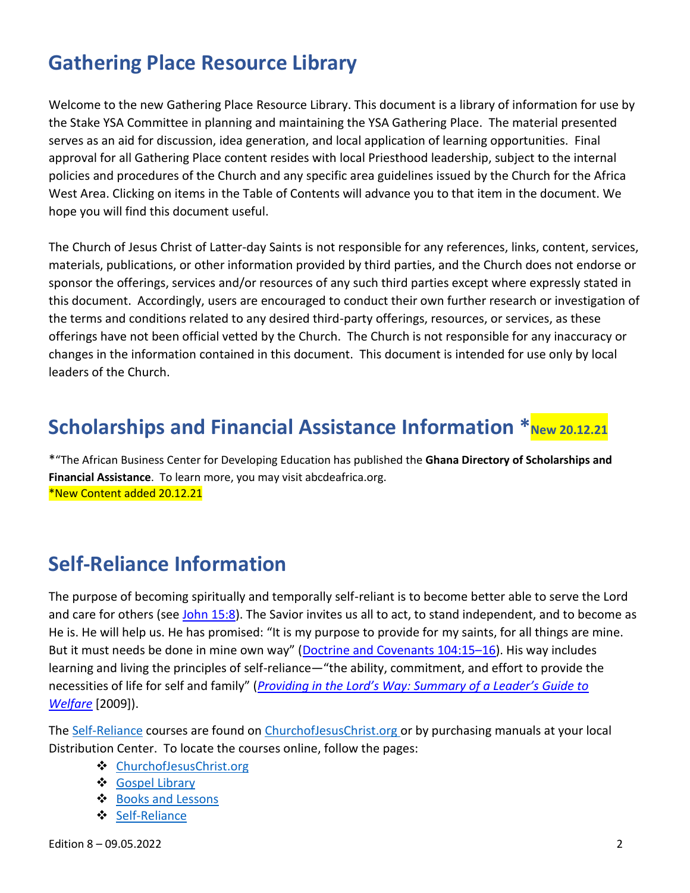# Gathering Place Resource Library

Welcome to the new Gathering Place Resource Library. This document is a library of information for use by the Stake YSA Committee in planning and maintaining the YSA Gathering Place. The material presented serves as an aid for discussion, idea generation, and local application of learning opportunities. Final approval for all Gathering Place content resides with local Priesthood leadership, subject to the internal policies and procedures of the Church and any specific area guidelines issued by the Church for the Africa West Area. Clicking on items in the Table of Contents will advance you to that item in the document. We hope you will find this document useful.

The Church of Jesus Christ of Latter-day Saints is not responsible for any references, links, content, services, materials, publications, or other information provided by third parties, and the Church does not endorse or sponsor the offerings, services and/or resources of any such third parties except where expressly stated in this document. Accordingly, users are encouraged to conduct their own further research or investigation of the terms and conditions related to any desired third-party offerings, resources, or services, as these offerings have not been official vetted by the Church. The Church is not responsible for any inaccuracy or changes in the information contained in this document. This document is intended for use only by local leaders of the Church.

# Scholarships and Financial Assistance Information *New 20.12.21

*"The African Business Center for Developing Education has published the **Ghana Directory of Scholarships and Financial Assistance**. To learn more, you may visit abcdeafrica.org.
*New Content added 20.12.21

# Self-Reliance Information

The purpose of becoming spiritually and temporally self-reliant is to become better able to serve the Lord and care for others (see John 15:8). The Savior invites us all to act, to stand independent, and to become as He is. He will help us. He has promised: "It is my purpose to provide for my saints, for all things are mine. But it must needs be done in mine own way" (Doctrine and Covenants 104:15–16). His way includes learning and living the principles of self-reliance—"the ability, commitment, and effort to provide the necessities of life for self and family" (*Providing in the Lord's Way: Summary of a Leader's Guide to Welfare* [2009]).

The Self-Reliance courses are found on ChurchofJesusChrist.org or by purchasing manuals at your local Distribution Center. To locate the courses online, follow the pages:

- ChurchofJesusChrist.org
- Gospel Library
- Books and Lessons
- Self-Reliance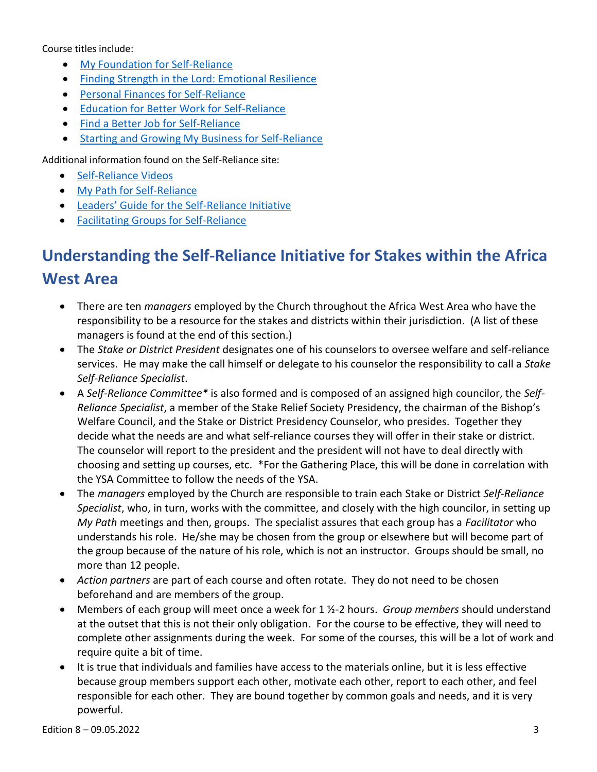Course titles include:

- [My Foundation for Self-Reliance]
- [Finding Strength in the Lord: Emotional Resilience]
- [Personal Finances for Self-Reliance]
- [Education for Better Work for Self-Reliance]
- [Find a Better Job for Self-Reliance]
- [Starting and Growing My Business for Self-Reliance]

Additional information found on the Self-Reliance site:

- [Self-Reliance Videos]
- [My Path for Self-Reliance]
- [Leaders' Guide for the Self-Reliance Initiative]
- [Facilitating Groups for Self-Reliance]

## Understanding the Self-Reliance Initiative for Stakes within the Africa West Area

- There are ten *managers* employed by the Church throughout the Africa West Area who have the responsibility to be a resource for the stakes and districts within their jurisdiction. (A list of these managers is found at the end of this section.)
- The *Stake or District President* designates one of his counselors to oversee welfare and self-reliance services. He may make the call himself or delegate to his counselor the responsibility to call a *Stake Self-Reliance Specialist*.
- A *Self-Reliance Committee** is also formed and is composed of an assigned high councilor, the *Self-Reliance Specialist*, a member of the Stake Relief Society Presidency, the chairman of the Bishop's Welfare Council, and the Stake or District Presidency Counselor, who presides. Together they decide what the needs are and what self-reliance courses they will offer in their stake or district. The counselor will report to the president and the president will not have to deal directly with choosing and setting up courses, etc. *For the Gathering Place, this will be done in correlation with the YSA Committee to follow the needs of the YSA.
- The *managers* employed by the Church are responsible to train each Stake or District *Self-Reliance Specialist*, who, in turn, works with the committee, and closely with the high councilor, in setting up *My Path* meetings and then, groups. The specialist assures that each group has a *Facilitator* who understands his role. He/she may be chosen from the group or elsewhere but will become part of the group because of the nature of his role, which is not an instructor. Groups should be small, no more than 12 people.
- *Action partners* are part of each course and often rotate. They do not need to be chosen beforehand and are members of the group.
- Members of each group will meet once a week for 1 ½-2 hours. *Group members* should understand at the outset that this is not their only obligation. For the course to be effective, they will need to complete other assignments during the week. For some of the courses, this will be a lot of work and require quite a bit of time.
- It is true that individuals and families have access to the materials online, but it is less effective because group members support each other, motivate each other, report to each other, and feel responsible for each other. They are bound together by common goals and needs, and it is very powerful.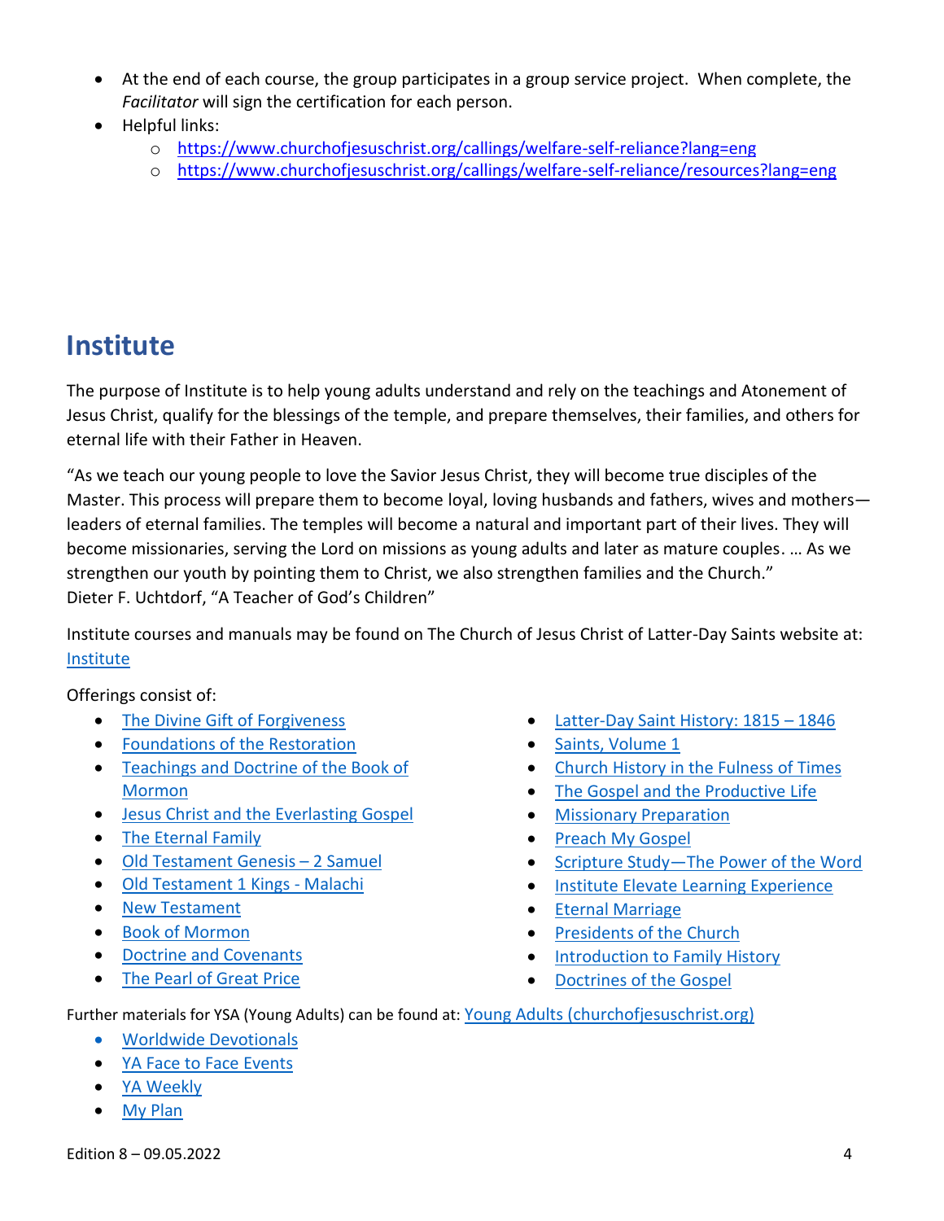- At the end of each course, the group participates in a group service project. When complete, the *Facilitator* will sign the certification for each person.
- Helpful links:
  - https://www.churchofjesuschrist.org/callings/welfare-self-reliance?lang=eng
  - https://www.churchofjesuschrist.org/callings/welfare-self-reliance/resources?lang=eng

# Institute

The purpose of Institute is to help young adults understand and rely on the teachings and Atonement of Jesus Christ, qualify for the blessings of the temple, and prepare themselves, their families, and others for eternal life with their Father in Heaven.

"As we teach our young people to love the Savior Jesus Christ, they will become true disciples of the Master. This process will prepare them to become loyal, loving husbands and fathers, wives and mothers—leaders of eternal families. The temples will become a natural and important part of their lives. They will become missionaries, serving the Lord on missions as young adults and later as mature couples. … As we strengthen our youth by pointing them to Christ, we also strengthen families and the Church."
Dieter F. Uchtdorf, "A Teacher of God's Children"

Institute courses and manuals may be found on The Church of Jesus Christ of Latter-Day Saints website at: Institute

Offerings consist of:

- The Divine Gift of Forgiveness
- Foundations of the Restoration
- Teachings and Doctrine of the Book of Mormon
- Jesus Christ and the Everlasting Gospel
- The Eternal Family
- Old Testament Genesis – 2 Samuel
- Old Testament 1 Kings - Malachi
- New Testament
- Book of Mormon
- Doctrine and Covenants
- The Pearl of Great Price
- Latter-Day Saint History: 1815 – 1846
- Saints, Volume 1
- Church History in the Fulness of Times
- The Gospel and the Productive Life
- Missionary Preparation
- Preach My Gospel
- Scripture Study—The Power of the Word
- Institute Elevate Learning Experience
- Eternal Marriage
- Presidents of the Church
- Introduction to Family History
- Doctrines of the Gospel

Further materials for YSA (Young Adults) can be found at: Young Adults (churchofjesuschrist.org)

- Worldwide Devotionals
- YA Face to Face Events
- YA Weekly
- My Plan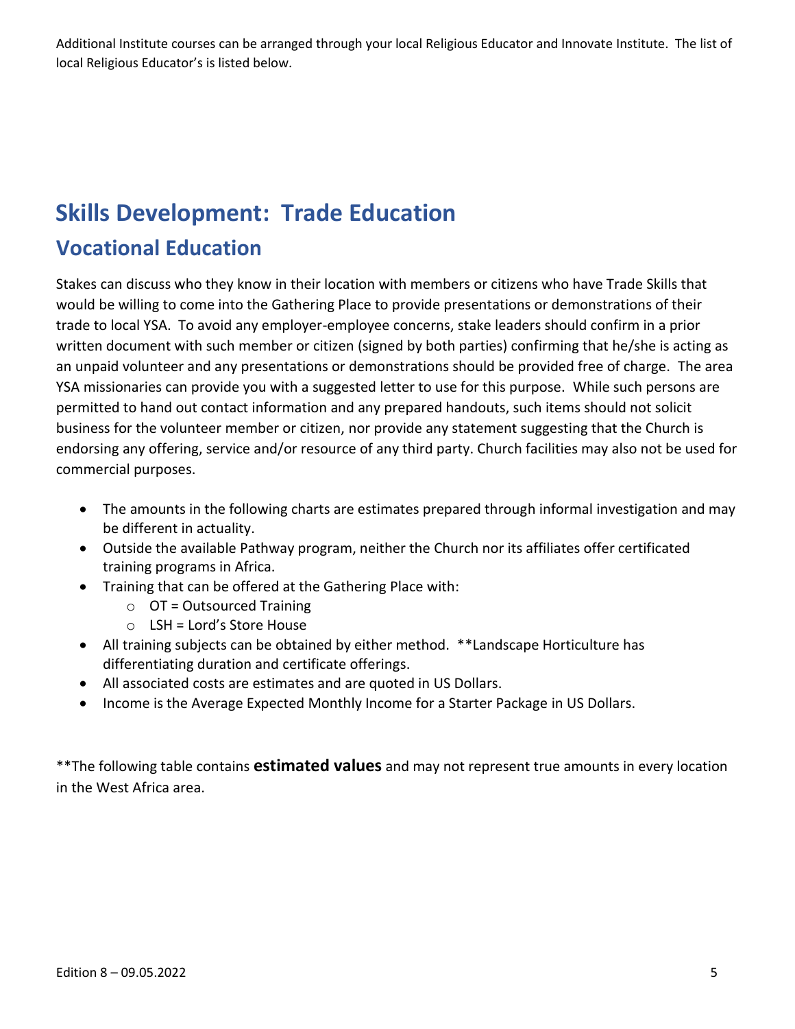Additional Institute courses can be arranged through your local Religious Educator and Innovate Institute. The list of local Religious Educator's is listed below.

# Skills Development: Trade Education

## Vocational Education

Stakes can discuss who they know in their location with members or citizens who have Trade Skills that would be willing to come into the Gathering Place to provide presentations or demonstrations of their trade to local YSA. To avoid any employer-employee concerns, stake leaders should confirm in a prior written document with such member or citizen (signed by both parties) confirming that he/she is acting as an unpaid volunteer and any presentations or demonstrations should be provided free of charge. The area YSA missionaries can provide you with a suggested letter to use for this purpose. While such persons are permitted to hand out contact information and any prepared handouts, such items should not solicit business for the volunteer member or citizen, nor provide any statement suggesting that the Church is endorsing any offering, service and/or resource of any third party. Church facilities may also not be used for commercial purposes.

- The amounts in the following charts are estimates prepared through informal investigation and may be different in actuality.
- Outside the available Pathway program, neither the Church nor its affiliates offer certificated training programs in Africa.
- Training that can be offered at the Gathering Place with:
    - OT = Outsourced Training
    - LSH = Lord's Store House
- All training subjects can be obtained by either method. **Landscape Horticulture has differentiating duration and certificate offerings.
- All associated costs are estimates and are quoted in US Dollars.
- Income is the Average Expected Monthly Income for a Starter Package in US Dollars.

**The following table contains **estimated values** and may not represent true amounts in every location in the West Africa area.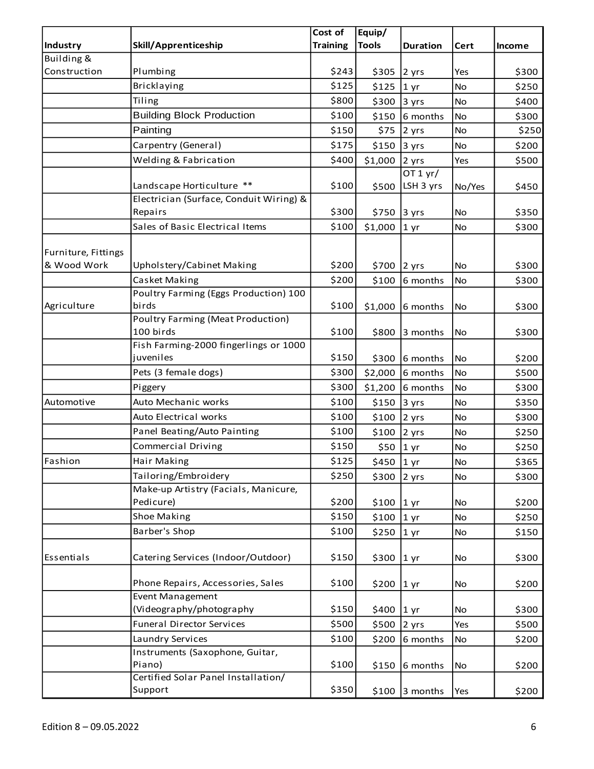| Industry | Skill/Apprenticeship | Cost of Training | Equip/ Tools | Duration | Cert | Income |
|---|---|---|---|---|---|---|
| Building & Construction | Plumbing | $243 | $305 | 2 yrs | Yes | $300 |
| | Bricklaying | $125 | $125 | 1 yr | No | $250 |
| | Tiling | $800 | $300 | 3 yrs | No | $400 |
| | Building Block Production | $100 | $150 | 6 months | No | $300 |
| | Painting | $150 | $75 | 2 yrs | No | $250 |
| | Carpentry (General) | $175 | $150 | 3 yrs | No | $200 |
| | Welding & Fabrication | $400 | $1,000 | 2 yrs | Yes | $500 |
| | Landscape Horticulture ** | $100 | $500 | OT 1 yr/ LSH 3 yrs | No/Yes | $450 |
| | Electrician (Surface, Conduit Wiring) & Repairs | $300 | $750 | 3 yrs | No | $350 |
| | Sales of Basic Electrical Items | $100 | $1,000 | 1 yr | No | $300 |
| Furniture, Fittings & Wood Work | Upholstery/Cabinet Making | $200 | $700 | 2 yrs | No | $300 |
| | Casket Making | $200 | $100 | 6 months | No | $300 |
| Agriculture | Poultry Farming (Eggs Production) 100 birds | $100 | $1,000 | 6 months | No | $300 |
| | Poultry Farming (Meat Production) 100 birds | $100 | $800 | 3 months | No | $300 |
| | Fish Farming-2000 fingerlings or 1000 juveniles | $150 | $300 | 6 months | No | $200 |
| | Pets (3 female dogs) | $300 | $2,000 | 6 months | No | $500 |
| | Piggery | $300 | $1,200 | 6 months | No | $300 |
| Automotive | Auto Mechanic works | $100 | $150 | 3 yrs | No | $350 |
| | Auto Electrical works | $100 | $100 | 2 yrs | No | $300 |
| | Panel Beating/Auto Painting | $100 | $100 | 2 yrs | No | $250 |
| | Commercial Driving | $150 | $50 | 1 yr | No | $250 |
| Fashion | Hair Making | $125 | $450 | 1 yr | No | $365 |
| | Tailoring/Embroidery | $250 | $300 | 2 yrs | No | $300 |
| | Make-up Artistry (Facials, Manicure, Pedicure) | $200 | $100 | 1 yr | No | $200 |
| | Shoe Making | $150 | $100 | 1 yr | No | $250 |
| | Barber's Shop | $100 | $250 | 1 yr | No | $150 |
| Essentials | Catering Services (Indoor/Outdoor) | $150 | $300 | 1 yr | No | $300 |
| | Phone Repairs, Accessories, Sales | $100 | $200 | 1 yr | No | $200 |
| | Event Management (Videography/photography | $150 | $400 | 1 yr | No | $300 |
| | Funeral Director Services | $500 | $500 | 2 yrs | Yes | $500 |
| | Laundry Services | $100 | $200 | 6 months | No | $200 |
| | Instruments (Saxophone, Guitar, Piano) | $100 | $150 | 6 months | No | $200 |
| | Certified Solar Panel Installation/ Support | $350 | $100 | 3 months | Yes | $200 |

Edition 8 – 09.05.2022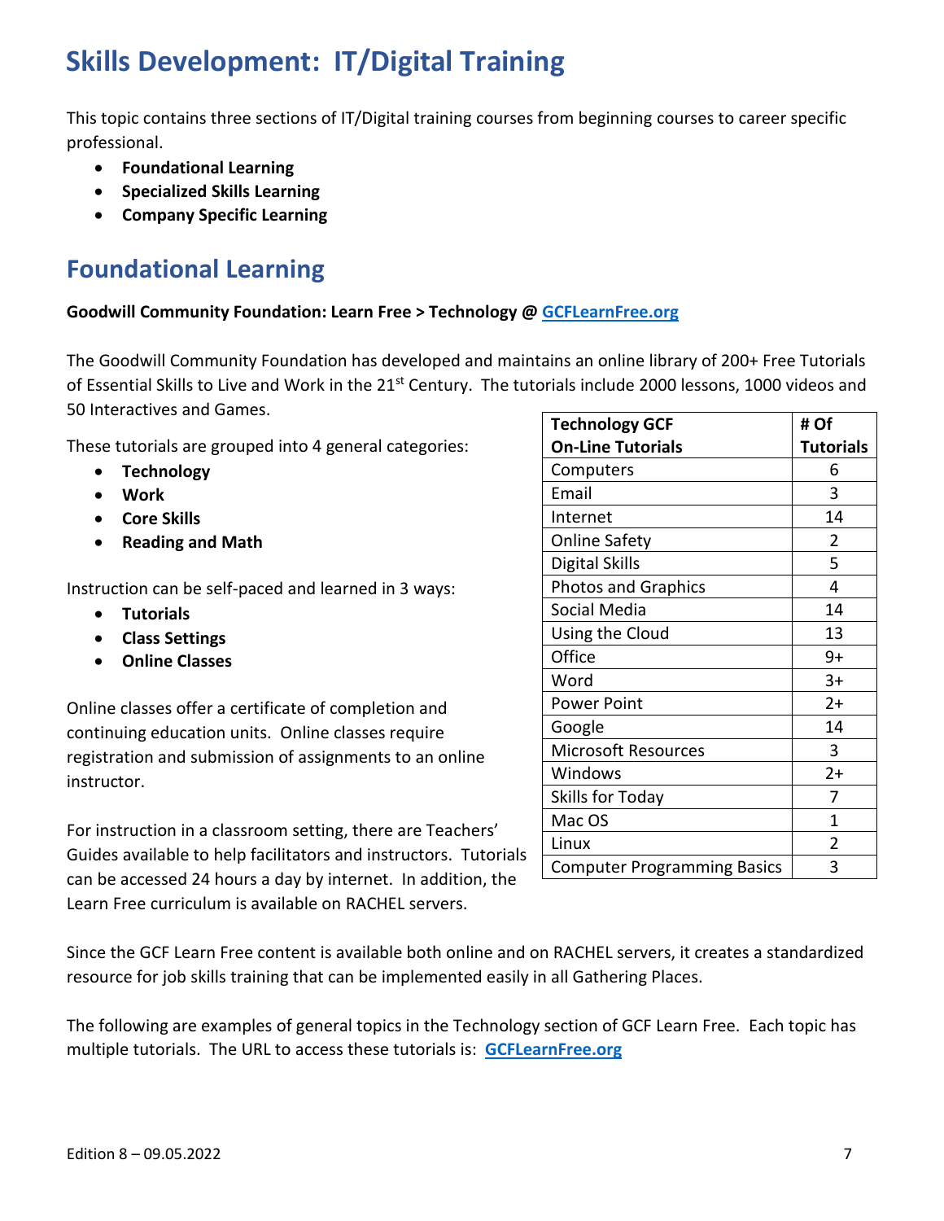# Skills Development: IT/Digital Training

This topic contains three sections of IT/Digital training courses from beginning courses to career specific professional.

- **Foundational Learning**
- **Specialized Skills Learning**
- **Company Specific Learning**

## Foundational Learning

**Goodwill Community Foundation: Learn Free > Technology @ [GCFLearnFree.org](GCFLearnFree.org)**

The Goodwill Community Foundation has developed and maintains an online library of 200+ Free Tutorials of Essential Skills to Live and Work in the 21st Century. The tutorials include 2000 lessons, 1000 videos and 50 Interactives and Games.

These tutorials are grouped into 4 general categories:

- **Technology**
- **Work**
- **Core Skills**
- **Reading and Math**

Instruction can be self-paced and learned in 3 ways:

- **Tutorials**
- **Class Settings**
- **Online Classes**

Online classes offer a certificate of completion and continuing education units. Online classes require registration and submission of assignments to an online instructor.

For instruction in a classroom setting, there are Teachers' Guides available to help facilitators and instructors. Tutorials can be accessed 24 hours a day by internet. In addition, the Learn Free curriculum is available on RACHEL servers.

| **Technology GCF On-Line Tutorials** | **# Of Tutorials** |
|---|---|
| Computers | 6 |
| Email | 3 |
| Internet | 14 |
| Online Safety | 2 |
| Digital Skills | 5 |
| Photos and Graphics | 4 |
| Social Media | 14 |
| Using the Cloud | 13 |
| Office | 9+ |
| Word | 3+ |
| Power Point | 2+ |
| Google | 14 |
| Microsoft Resources | 3 |
| Windows | 2+ |
| Skills for Today | 7 |
| Mac OS | 1 |
| Linux | 2 |
| Computer Programming Basics | 3 |

Since the GCF Learn Free content is available both online and on RACHEL servers, it creates a standardized resource for job skills training that can be implemented easily in all Gathering Places.

The following are examples of general topics in the Technology section of GCF Learn Free. Each topic has multiple tutorials. The URL to access these tutorials is: **[GCFLearnFree.org](GCFLearnFree.org)**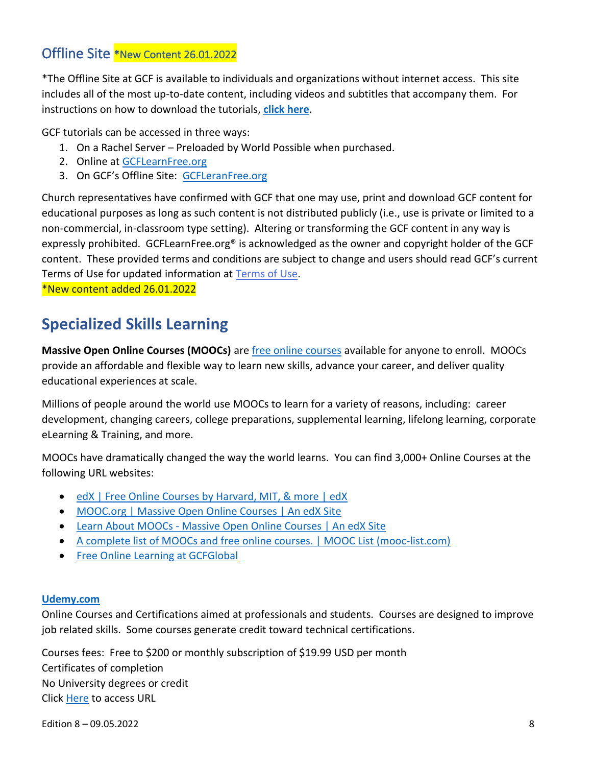## Offline Site *New Content 26.01.2022

*The Offline Site at GCF is available to individuals and organizations without internet access. This site includes all of the most up-to-date content, including videos and subtitles that accompany them. For instructions on how to download the tutorials, **click here**.

GCF tutorials can be accessed in three ways:

1. On a Rachel Server – Preloaded by World Possible when purchased.
2. Online at GCFLearnFree.org
3. On GCF's Offline Site: GCFLeranFree.org

Church representatives have confirmed with GCF that one may use, print and download GCF content for educational purposes as long as such content is not distributed publicly (i.e., use is private or limited to a non-commercial, in-classroom type setting). Altering or transforming the GCF content in any way is expressly prohibited. GCFLearnFree.org® is acknowledged as the owner and copyright holder of the GCF content. These provided terms and conditions are subject to change and users should read GCF's current Terms of Use for updated information at Terms of Use.

*New content added 26.01.2022

# Specialized Skills Learning

**Massive Open Online Courses (MOOCs)** are free online courses available for anyone to enroll. MOOCs provide an affordable and flexible way to learn new skills, advance your career, and deliver quality educational experiences at scale.

Millions of people around the world use MOOCs to learn for a variety of reasons, including: career development, changing careers, college preparations, supplemental learning, lifelong learning, corporate eLearning & Training, and more.

MOOCs have dramatically changed the way the world learns. You can find 3,000+ Online Courses at the following URL websites:

- edX | Free Online Courses by Harvard, MIT, & more | edX
- MOOC.org | Massive Open Online Courses | An edX Site
- Learn About MOOCs - Massive Open Online Courses | An edX Site
- A complete list of MOOCs and free online courses. | MOOC List (mooc-list.com)
- Free Online Learning at GCFGlobal

**Udemy.com**

Online Courses and Certifications aimed at professionals and students. Courses are designed to improve job related skills. Some courses generate credit toward technical certifications.

Courses fees: Free to $200 or monthly subscription of $19.99 USD per month
Certificates of completion
No University degrees or credit
Click Here to access URL

Edition 8 – 09.05.2022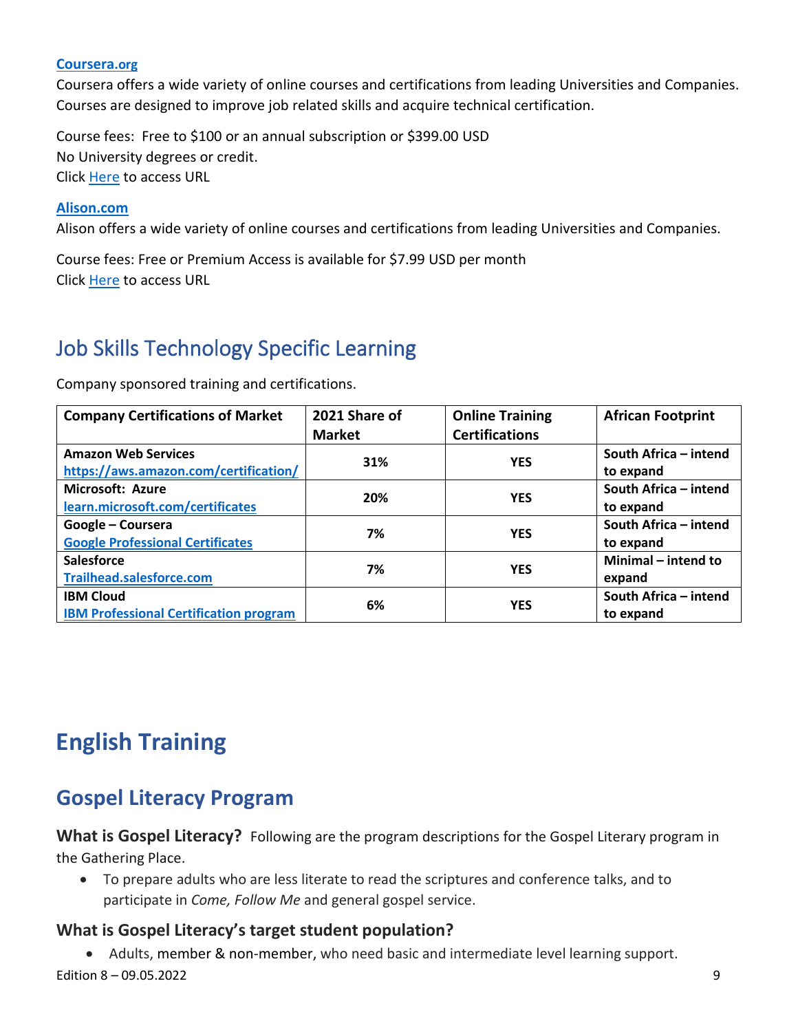**[Coursera.org](Coursera.org)**

Coursera offers a wide variety of online courses and certifications from leading Universities and Companies. Courses are designed to improve job related skills and acquire technical certification.

Course fees: Free to $100 or an annual subscription or $399.00 USD
No University degrees or credit.
Click Here to access URL

**Alison.com**

Alison offers a wide variety of online courses and certifications from leading Universities and Companies.

Course fees: Free or Premium Access is available for $7.99 USD per month
Click Here to access URL

## Job Skills Technology Specific Learning

Company sponsored training and certifications.

| Company Certifications of Market | 2021 Share of Market | Online Training Certifications | African Footprint |
|---|---|---|---|
| **Amazon Web Services** **https://aws.amazon.com/certification/** | **31%** | **YES** | **South Africa – intend to expand** |
| **Microsoft: Azure** **learn.microsoft.com/certificates** | **20%** | **YES** | **South Africa – intend to expand** |
| **Google – Coursera** **Google Professional Certificates** | **7%** | **YES** | **South Africa – intend to expand** |
| **Salesforce** **Trailhead.salesforce.com** | **7%** | **YES** | **Minimal – intend to expand** |
| **IBM Cloud** **IBM Professional Certification program** | **6%** | **YES** | **South Africa – intend to expand** |

# English Training

## Gospel Literacy Program

**What is Gospel Literacy?** Following are the program descriptions for the Gospel Literary program in the Gathering Place.

- To prepare adults who are less literate to read the scriptures and conference talks, and to participate in *Come, Follow Me* and general gospel service.

### What is Gospel Literacy's target student population?

- Adults, member & non-member, who need basic and intermediate level learning support.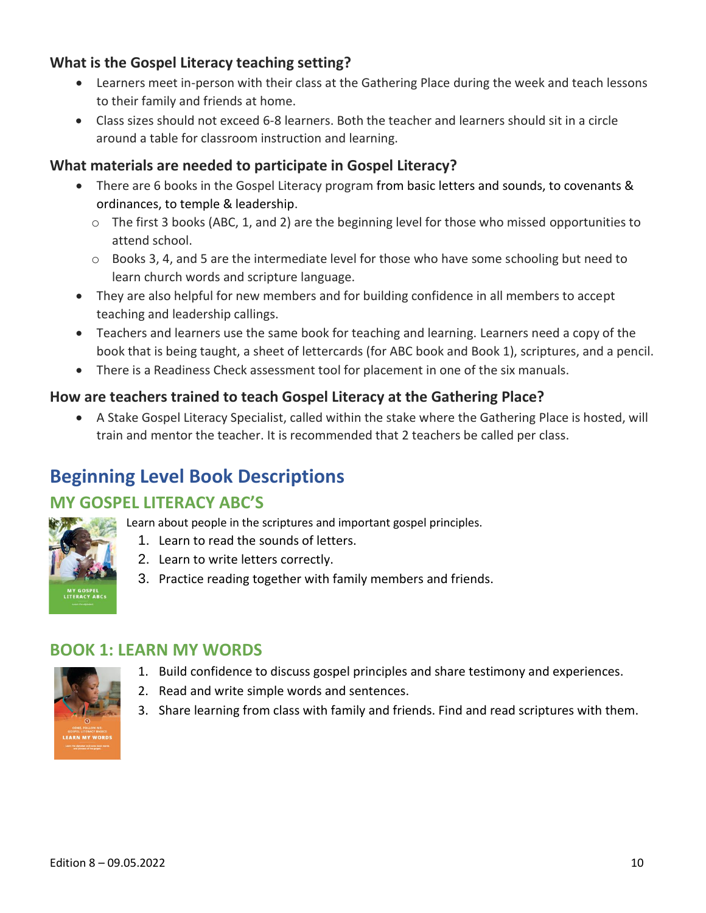### What is the Gospel Literacy teaching setting?

- Learners meet in-person with their class at the Gathering Place during the week and teach lessons to their family and friends at home.
- Class sizes should not exceed 6-8 learners. Both the teacher and learners should sit in a circle around a table for classroom instruction and learning.

### What materials are needed to participate in Gospel Literacy?

- There are 6 books in the Gospel Literacy program from basic letters and sounds, to covenants & ordinances, to temple & leadership.
  - The first 3 books (ABC, 1, and 2) are the beginning level for those who missed opportunities to attend school.
  - Books 3, 4, and 5 are the intermediate level for those who have some schooling but need to learn church words and scripture language.
- They are also helpful for new members and for building confidence in all members to accept teaching and leadership callings.
- Teachers and learners use the same book for teaching and learning. Learners need a copy of the book that is being taught, a sheet of lettercards (for ABC book and Book 1), scriptures, and a pencil.
- There is a Readiness Check assessment tool for placement in one of the six manuals.

### How are teachers trained to teach Gospel Literacy at the Gathering Place?

- A Stake Gospel Literacy Specialist, called within the stake where the Gathering Place is hosted, will train and mentor the teacher. It is recommended that 2 teachers be called per class.

## Beginning Level Book Descriptions

### MY GOSPEL LITERACY ABC'S

Learn about people in the scriptures and important gospel principles.

1. Learn to read the sounds of letters.
2. Learn to write letters correctly.
3. Practice reading together with family members and friends.

### BOOK 1: LEARN MY WORDS

1. Build confidence to discuss gospel principles and share testimony and experiences.
2. Read and write simple words and sentences.
3. Share learning from class with family and friends. Find and read scriptures with them.

Edition 8 – 09.05.2022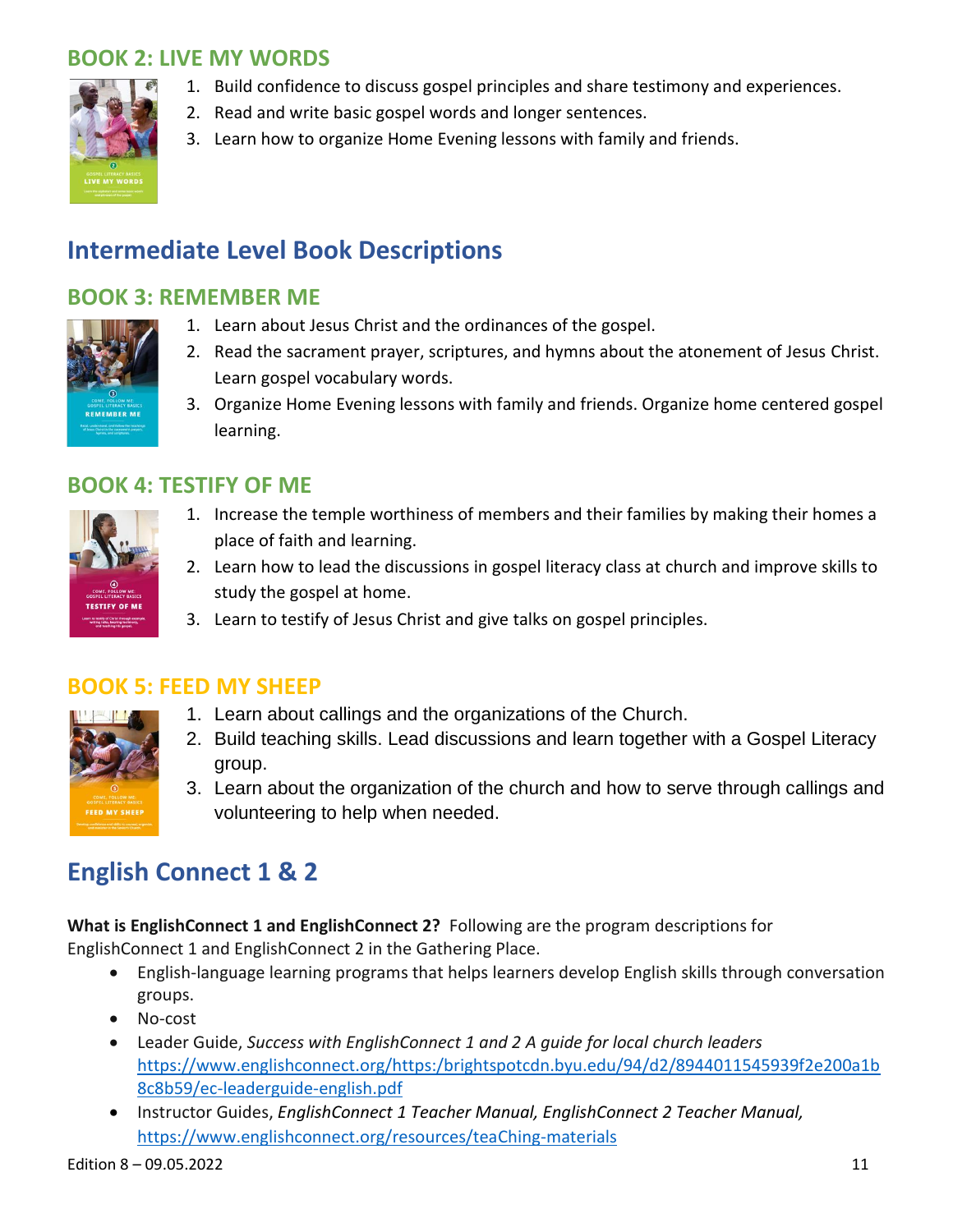## BOOK 2: LIVE MY WORDS

1. Build confidence to discuss gospel principles and share testimony and experiences.
2. Read and write basic gospel words and longer sentences.
3. Learn how to organize Home Evening lessons with family and friends.

# Intermediate Level Book Descriptions

## BOOK 3: REMEMBER ME

1. Learn about Jesus Christ and the ordinances of the gospel.
2. Read the sacrament prayer, scriptures, and hymns about the atonement of Jesus Christ. Learn gospel vocabulary words.
3. Organize Home Evening lessons with family and friends. Organize home centered gospel learning.

## BOOK 4: TESTIFY OF ME

1. Increase the temple worthiness of members and their families by making their homes a place of faith and learning.
2. Learn how to lead the discussions in gospel literacy class at church and improve skills to study the gospel at home.
3. Learn to testify of Jesus Christ and give talks on gospel principles.

## BOOK 5: FEED MY SHEEP

1. Learn about callings and the organizations of the Church.
2. Build teaching skills. Lead discussions and learn together with a Gospel Literacy group.
3. Learn about the organization of the church and how to serve through callings and volunteering to help when needed.

# English Connect 1 & 2

**What is EnglishConnect 1 and EnglishConnect 2?** Following are the program descriptions for EnglishConnect 1 and EnglishConnect 2 in the Gathering Place.

- English-language learning programs that helps learners develop English skills through conversation groups.
- No-cost
- Leader Guide, *Success with EnglishConnect 1 and 2 A guide for local church leaders* https://www.englishconnect.org/https:/brightspotcdn.byu.edu/94/d2/8944011545939f2e200a1b8c8b59/ec-leaderguide-english.pdf
- Instructor Guides, *EnglishConnect 1 Teacher Manual, EnglishConnect 2 Teacher Manual,* https://www.englishconnect.org/resources/teaChing-materials

Edition 8 – 09.05.2022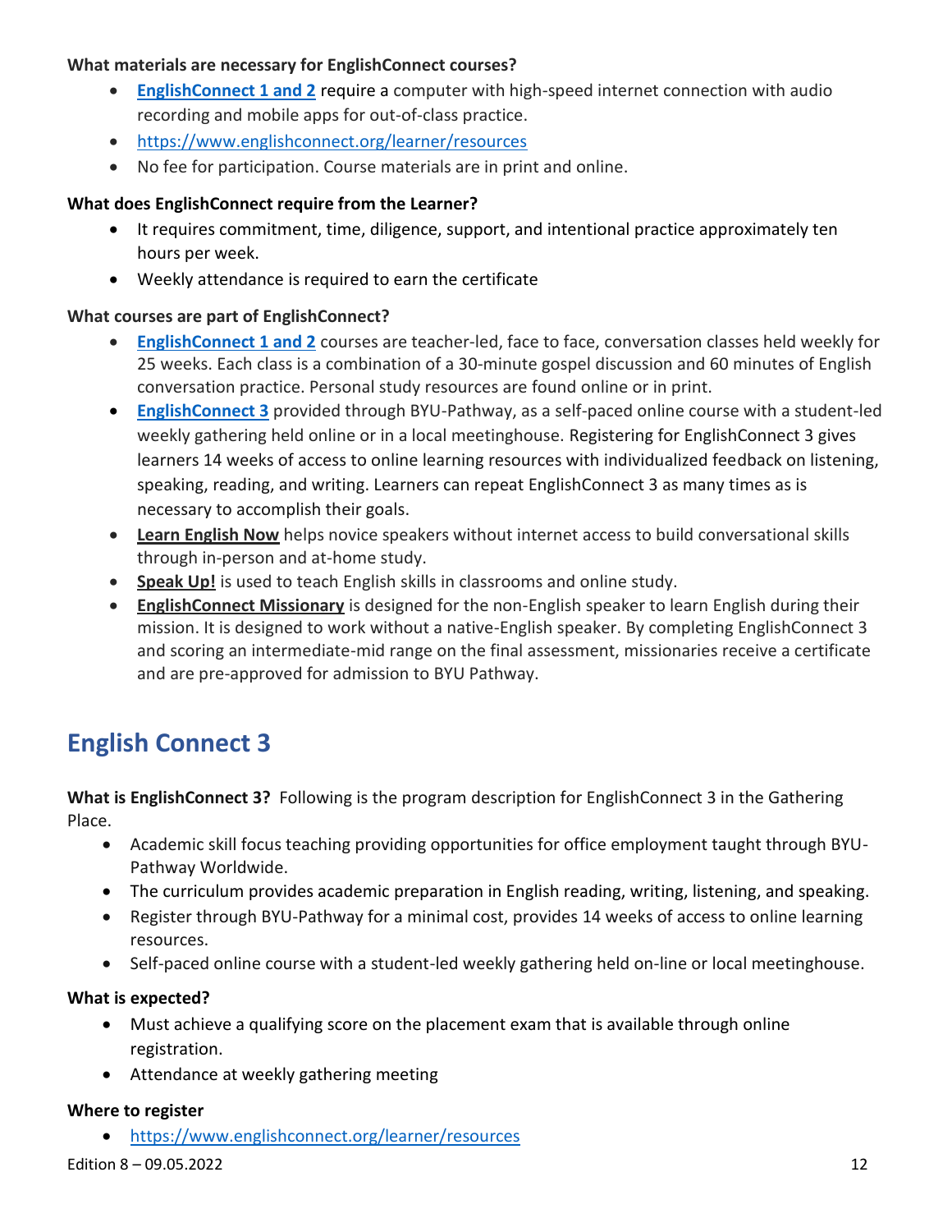**What materials are necessary for EnglishConnect courses?**

- **EnglishConnect 1 and 2** require a computer with high-speed internet connection with audio recording and mobile apps for out-of-class practice.
- https://www.englishconnect.org/learner/resources
- No fee for participation. Course materials are in print and online.

**What does EnglishConnect require from the Learner?**

- It requires commitment, time, diligence, support, and intentional practice approximately ten hours per week.
- Weekly attendance is required to earn the certificate

**What courses are part of EnglishConnect?**

- **EnglishConnect 1 and 2** courses are teacher-led, face to face, conversation classes held weekly for 25 weeks. Each class is a combination of a 30-minute gospel discussion and 60 minutes of English conversation practice. Personal study resources are found online or in print.
- **EnglishConnect 3** provided through BYU-Pathway, as a self-paced online course with a student-led weekly gathering held online or in a local meetinghouse. Registering for EnglishConnect 3 gives learners 14 weeks of access to online learning resources with individualized feedback on listening, speaking, reading, and writing. Learners can repeat EnglishConnect 3 as many times as is necessary to accomplish their goals.
- **Learn English Now** helps novice speakers without internet access to build conversational skills through in-person and at-home study.
- **Speak Up!** is used to teach English skills in classrooms and online study.
- **EnglishConnect Missionary** is designed for the non-English speaker to learn English during their mission. It is designed to work without a native-English speaker. By completing EnglishConnect 3 and scoring an intermediate-mid range on the final assessment, missionaries receive a certificate and are pre-approved for admission to BYU Pathway.

## English Connect 3

**What is EnglishConnect 3?** Following is the program description for EnglishConnect 3 in the Gathering Place.

- Academic skill focus teaching providing opportunities for office employment taught through BYU-Pathway Worldwide.
- The curriculum provides academic preparation in English reading, writing, listening, and speaking.
- Register through BYU-Pathway for a minimal cost, provides 14 weeks of access to online learning resources.
- Self-paced online course with a student-led weekly gathering held on-line or local meetinghouse.

**What is expected?**

- Must achieve a qualifying score on the placement exam that is available through online registration.
- Attendance at weekly gathering meeting

**Where to register**

- https://www.englishconnect.org/learner/resources

Edition 8 – 09.05.2022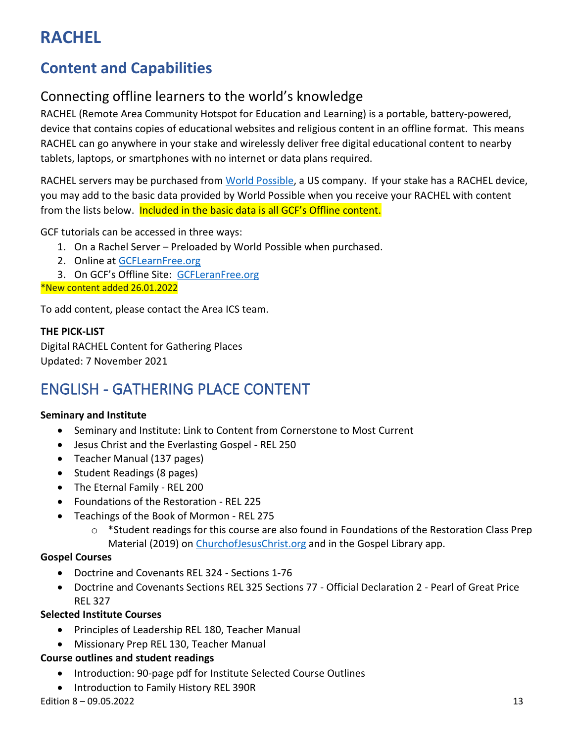# RACHEL

## Content and Capabilities

### Connecting offline learners to the world's knowledge

RACHEL (Remote Area Community Hotspot for Education and Learning) is a portable, battery-powered, device that contains copies of educational websites and religious content in an offline format. This means RACHEL can go anywhere in your stake and wirelessly deliver free digital educational content to nearby tablets, laptops, or smartphones with no internet or data plans required.

RACHEL servers may be purchased from [World Possible](), a US company. If your stake has a RACHEL device, you may add to the basic data provided by World Possible when you receive your RACHEL with content from the lists below. Included in the basic data is all GCF's Offline content.

GCF tutorials can be accessed in three ways:

1. On a Rachel Server – Preloaded by World Possible when purchased.
2. Online at GCFLearnFree.org
3. On GCF's Offline Site: GCFLeranFree.org

*New content added 26.01.2022

To add content, please contact the Area ICS team.

**THE PICK-LIST**
Digital RACHEL Content for Gathering Places
Updated: 7 November 2021

## ENGLISH - GATHERING PLACE CONTENT

**Seminary and Institute**

- Seminary and Institute: Link to Content from Cornerstone to Most Current
- Jesus Christ and the Everlasting Gospel - REL 250
- Teacher Manual (137 pages)
- Student Readings (8 pages)
- The Eternal Family - REL 200
- Foundations of the Restoration - REL 225
- Teachings of the Book of Mormon - REL 275
  - *Student readings for this course are also found in Foundations of the Restoration Class Prep Material (2019) on ChurchofJesusChrist.org and in the Gospel Library app.

**Gospel Courses**

- Doctrine and Covenants REL 324 - Sections 1-76
- Doctrine and Covenants Sections REL 325 Sections 77 - Official Declaration 2 - Pearl of Great Price REL 327

**Selected Institute Courses**

- Principles of Leadership REL 180, Teacher Manual
- Missionary Prep REL 130, Teacher Manual

**Course outlines and student readings**

- Introduction: 90-page pdf for Institute Selected Course Outlines
- Introduction to Family History REL 390R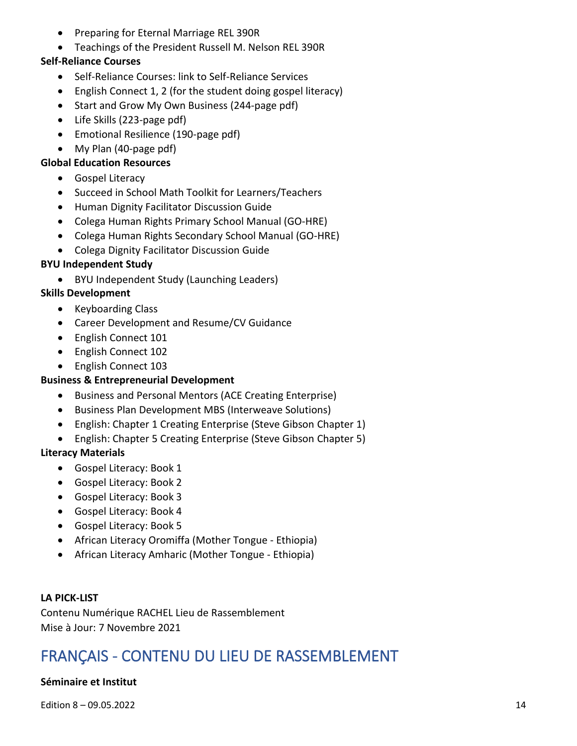- Preparing for Eternal Marriage REL 390R
- Teachings of the President Russell M. Nelson REL 390R

**Self-Reliance Courses**

- Self-Reliance Courses: link to Self-Reliance Services
- English Connect 1, 2 (for the student doing gospel literacy)
- Start and Grow My Own Business (244-page pdf)
- Life Skills (223-page pdf)
- Emotional Resilience (190-page pdf)
- My Plan (40-page pdf)

**Global Education Resources**

- Gospel Literacy
- Succeed in School Math Toolkit for Learners/Teachers
- Human Dignity Facilitator Discussion Guide
- Colega Human Rights Primary School Manual (GO-HRE)
- Colega Human Rights Secondary School Manual (GO-HRE)
- Colega Dignity Facilitator Discussion Guide

**BYU Independent Study**

- BYU Independent Study (Launching Leaders)

**Skills Development**

- Keyboarding Class
- Career Development and Resume/CV Guidance
- English Connect 101
- English Connect 102
- English Connect 103

**Business & Entrepreneurial Development**

- Business and Personal Mentors (ACE Creating Enterprise)
- Business Plan Development MBS (Interweave Solutions)
- English: Chapter 1 Creating Enterprise (Steve Gibson Chapter 1)
- English: Chapter 5 Creating Enterprise (Steve Gibson Chapter 5)

**Literacy Materials**

- Gospel Literacy: Book 1
- Gospel Literacy: Book 2
- Gospel Literacy: Book 3
- Gospel Literacy: Book 4
- Gospel Literacy: Book 5
- African Literacy Oromiffa (Mother Tongue - Ethiopia)
- African Literacy Amharic (Mother Tongue - Ethiopia)

**LA PICK-LIST**

Contenu Numérique RACHEL Lieu de Rassemblement

Mise à Jour: 7 Novembre 2021

# FRANÇAIS - CONTENU DU LIEU DE RASSEMBLEMENT

**Séminaire et Institut**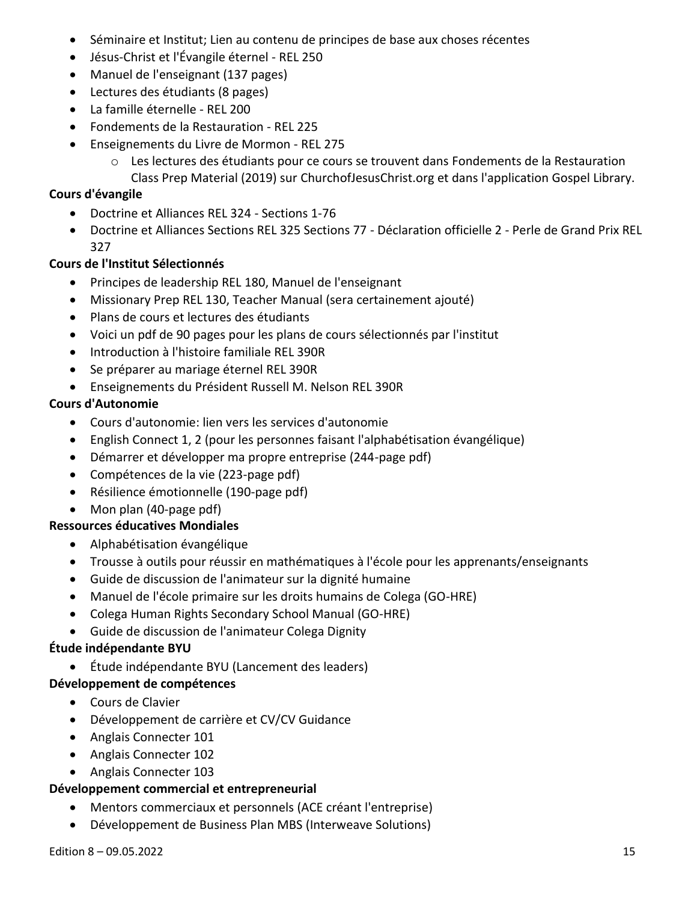- Séminaire et Institut; Lien au contenu de principes de base aux choses récentes
- Jésus-Christ et l'Évangile éternel - REL 250
- Manuel de l'enseignant (137 pages)
- Lectures des étudiants (8 pages)
- La famille éternelle - REL 200
- Fondements de la Restauration - REL 225
- Enseignements du Livre de Mormon - REL 275
  - Les lectures des étudiants pour ce cours se trouvent dans Fondements de la Restauration Class Prep Material (2019) sur ChurchofJesusChrist.org et dans l'application Gospel Library.

**Cours d'évangile**

- Doctrine et Alliances REL 324 - Sections 1-76
- Doctrine et Alliances Sections REL 325 Sections 77 - Déclaration officielle 2 - Perle de Grand Prix REL 327

**Cours de l'Institut Sélectionnés**

- Principes de leadership REL 180, Manuel de l'enseignant
- Missionary Prep REL 130, Teacher Manual (sera certainement ajouté)
- Plans de cours et lectures des étudiants
- Voici un pdf de 90 pages pour les plans de cours sélectionnés par l'institut
- Introduction à l'histoire familiale REL 390R
- Se préparer au mariage éternel REL 390R
- Enseignements du Président Russell M. Nelson REL 390R

**Cours d'Autonomie**

- Cours d'autonomie: lien vers les services d'autonomie
- English Connect 1, 2 (pour les personnes faisant l'alphabétisation évangélique)
- Démarrer et développer ma propre entreprise (244-page pdf)
- Compétences de la vie (223-page pdf)
- Résilience émotionnelle (190-page pdf)
- Mon plan (40-page pdf)

**Ressources éducatives Mondiales**

- Alphabétisation évangélique
- Trousse à outils pour réussir en mathématiques à l'école pour les apprenants/enseignants
- Guide de discussion de l'animateur sur la dignité humaine
- Manuel de l'école primaire sur les droits humains de Colega (GO-HRE)
- Colega Human Rights Secondary School Manual (GO-HRE)
- Guide de discussion de l'animateur Colega Dignity

**Étude indépendante BYU**

- Étude indépendante BYU (Lancement des leaders)

**Développement de compétences**

- Cours de Clavier
- Développement de carrière et CV/CV Guidance
- Anglais Connecter 101
- Anglais Connecter 102
- Anglais Connecter 103

**Développement commercial et entrepreneurial**

- Mentors commerciaux et personnels (ACE créant l'entreprise)
- Développement de Business Plan MBS (Interweave Solutions)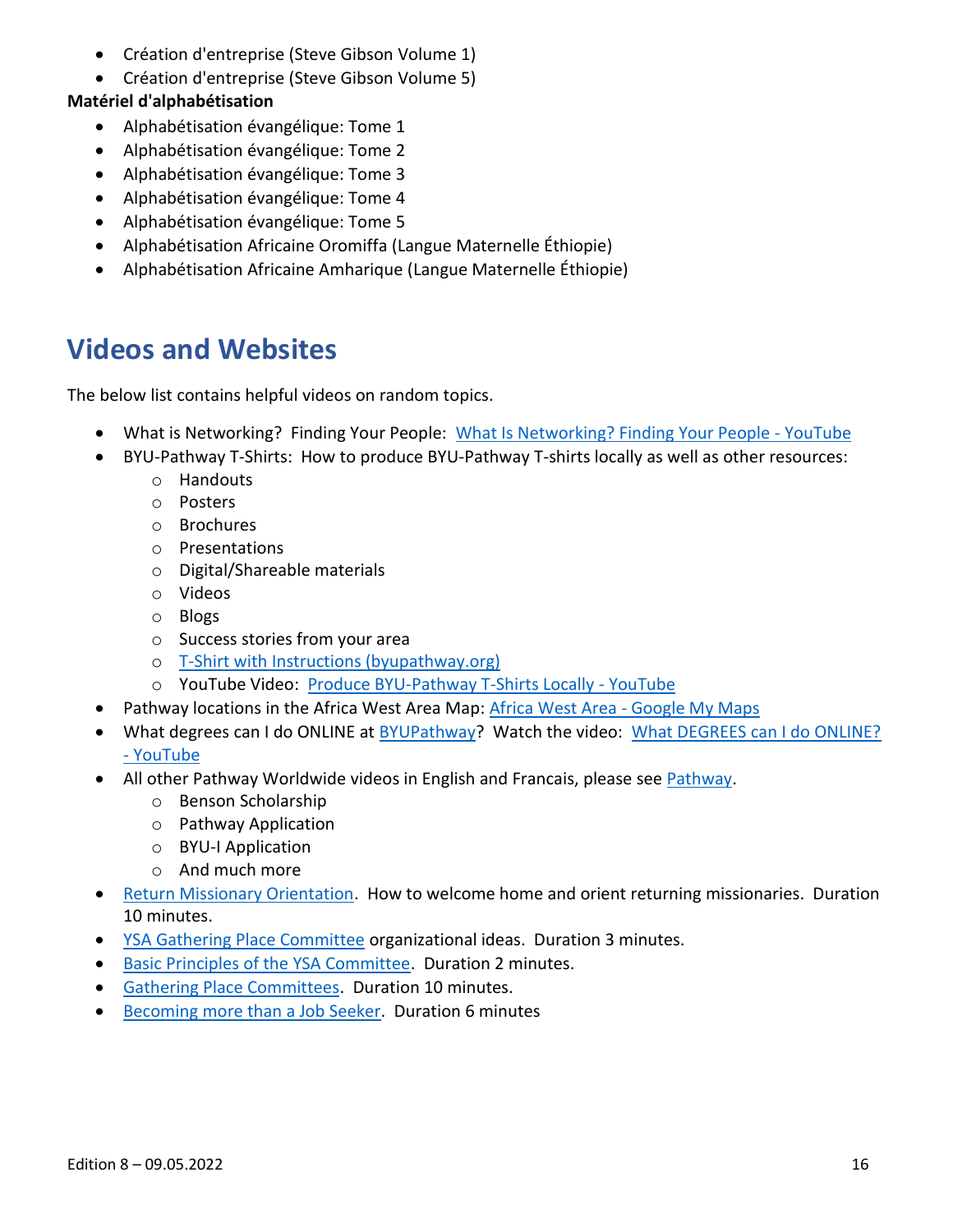- Création d'entreprise (Steve Gibson Volume 1)
- Création d'entreprise (Steve Gibson Volume 5)

**Matériel d'alphabétisation**

- Alphabétisation évangélique: Tome 1
- Alphabétisation évangélique: Tome 2
- Alphabétisation évangélique: Tome 3
- Alphabétisation évangélique: Tome 4
- Alphabétisation évangélique: Tome 5
- Alphabétisation Africaine Oromiffa (Langue Maternelle Éthiopie)
- Alphabétisation Africaine Amharique (Langue Maternelle Éthiopie)

## Videos and Websites

The below list contains helpful videos on random topics.

- What is Networking? Finding Your People: What Is Networking? Finding Your People - YouTube
- BYU-Pathway T-Shirts: How to produce BYU-Pathway T-shirts locally as well as other resources:
  - Handouts
  - Posters
  - Brochures
  - Presentations
  - Digital/Shareable materials
  - Videos
  - Blogs
  - Success stories from your area
  - T-Shirt with Instructions (byupathway.org)
  - YouTube Video: Produce BYU-Pathway T-Shirts Locally - YouTube
- Pathway locations in the Africa West Area Map: Africa West Area - Google My Maps
- What degrees can I do ONLINE at BYUPathway? Watch the video: What DEGREES can I do ONLINE? - YouTube
- All other Pathway Worldwide videos in English and Francais, please see Pathway.
  - Benson Scholarship
  - Pathway Application
  - BYU-I Application
  - And much more
- Return Missionary Orientation. How to welcome home and orient returning missionaries. Duration 10 minutes.
- YSA Gathering Place Committee organizational ideas. Duration 3 minutes.
- Basic Principles of the YSA Committee. Duration 2 minutes.
- Gathering Place Committees. Duration 10 minutes.
- Becoming more than a Job Seeker. Duration 6 minutes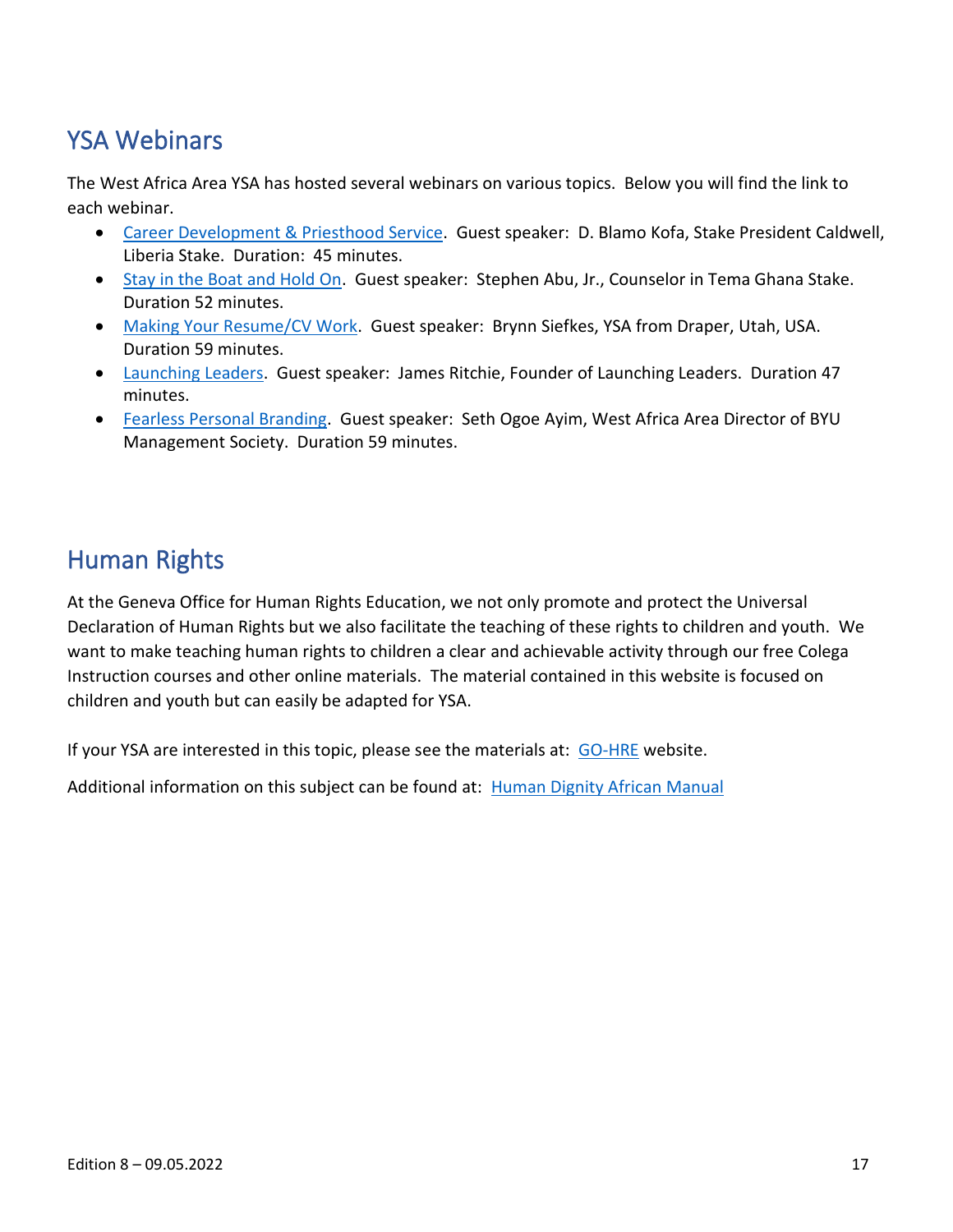## YSA Webinars

The West Africa Area YSA has hosted several webinars on various topics. Below you will find the link to each webinar.

- Career Development & Priesthood Service. Guest speaker: D. Blamo Kofa, Stake President Caldwell, Liberia Stake. Duration: 45 minutes.
- Stay in the Boat and Hold On. Guest speaker: Stephen Abu, Jr., Counselor in Tema Ghana Stake. Duration 52 minutes.
- Making Your Resume/CV Work. Guest speaker: Brynn Siefkes, YSA from Draper, Utah, USA. Duration 59 minutes.
- Launching Leaders. Guest speaker: James Ritchie, Founder of Launching Leaders. Duration 47 minutes.
- Fearless Personal Branding. Guest speaker: Seth Ogoe Ayim, West Africa Area Director of BYU Management Society. Duration 59 minutes.

## Human Rights

At the Geneva Office for Human Rights Education, we not only promote and protect the Universal Declaration of Human Rights but we also facilitate the teaching of these rights to children and youth. We want to make teaching human rights to children a clear and achievable activity through our free Colega Instruction courses and other online materials. The material contained in this website is focused on children and youth but can easily be adapted for YSA.

If your YSA are interested in this topic, please see the materials at: GO-HRE website.

Additional information on this subject can be found at: Human Dignity African Manual